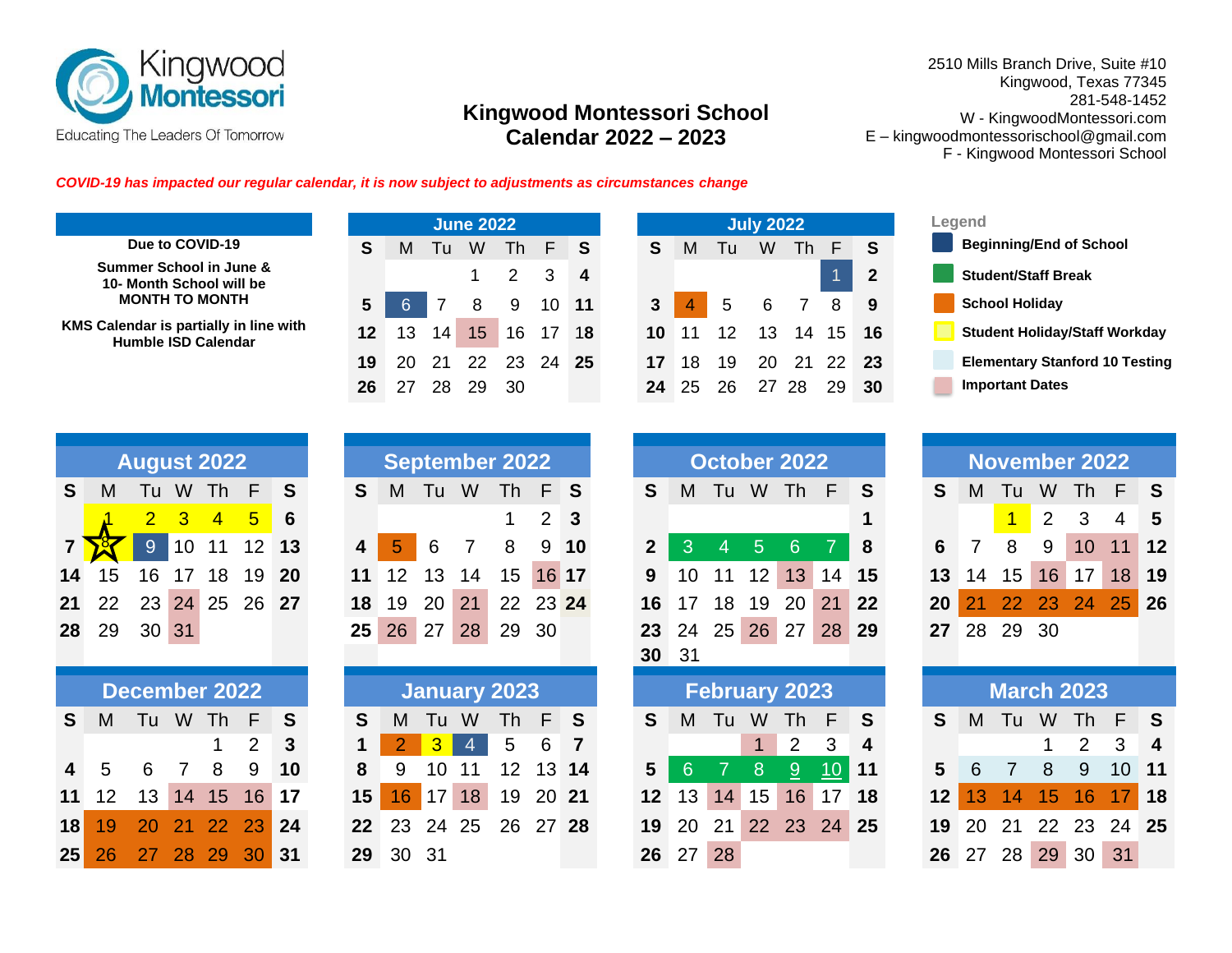Kingwood Montessori

Educating The Leaders Of Tomorrow

# Kingwood Montessori School
# Calendar 2022 – 2023

2510 Mills Branch Drive, Suite #10
Kingwood, Texas 77345
281-548-1452
W - KingwoodMontessori.com
E – kingwoodmontessorischool@gmail.com
F - Kingwood Montessori School

***COVID-19 has impacted our regular calendar, it is now subject to adjustments as circumstances change***

**Due to COVID-19**

**Summer School in June & 10- Month School will be MONTH TO MONTH**

**KMS Calendar is partially in line with Humble ISD Calendar**

**Legend**

- **Beginning/End of School**
- **Student/Staff Break**
- **School Holiday**
- **Student Holiday/Staff Workday**
- **Elementary Stanford 10 Testing**
- **Important Dates**

## June 2022

| S | M | Tu | W | Th | F | S |
|---|---|---|---|---|---|---|
| | | | 1 | 2 | 3 | 4 |
| 5 | 6 | 7 | 8 | 9 | 10 | 11 |
| 12 | 13 | 14 | 15 | 16 | 17 | 18 |
| 19 | 20 | 21 | 22 | 23 | 24 | 25 |
| 26 | 27 | 28 | 29 | 30 | | |

## July 2022

| S | M | Tu | W | Th | F | S |
|---|---|---|---|---|---|---|
| | | | | | 1 | 2 |
| 3 | 4 | 5 | 6 | 7 | 8 | 9 |
| 10 | 11 | 12 | 13 | 14 | 15 | 16 |
| 17 | 18 | 19 | 20 | 21 | 22 | 23 |
| 24 | 25 | 26 | 27 | 28 | 29 | 30 |

## August 2022

| S | M | Tu | W | Th | F | S |
|---|---|---|---|---|---|---|
| | 1 | 2 | 3 | 4 | 5 | 6 |
| 7 | 8 | 9 | 10 | 11 | 12 | 13 |
| 14 | 15 | 16 | 17 | 18 | 19 | 20 |
| 21 | 22 | 23 | 24 | 25 | 26 | 27 |
| 28 | 29 | 30 | 31 | | | |

## September 2022

| S | M | Tu | W | Th | F | S |
|---|---|---|---|---|---|---|
| | | | | 1 | 2 | 3 |
| 4 | 5 | 6 | 7 | 8 | 9 | 10 |
| 11 | 12 | 13 | 14 | 15 | 16 | 17 |
| 18 | 19 | 20 | 21 | 22 | 23 | 24 |
| 25 | 26 | 27 | 28 | 29 | 30 | |

## October 2022

| S | M | Tu | W | Th | F | S |
|---|---|---|---|---|---|---|
| | | | | | | 1 |
| 2 | 3 | 4 | 5 | 6 | 7 | 8 |
| 9 | 10 | 11 | 12 | 13 | 14 | 15 |
| 16 | 17 | 18 | 19 | 20 | 21 | 22 |
| 23 | 24 | 25 | 26 | 27 | 28 | 29 |
| 30 | 31 | | | | | |

## November 2022

| S | M | Tu | W | Th | F | S |
|---|---|---|---|---|---|---|
| | | 1 | 2 | 3 | 4 | 5 |
| 6 | 7 | 8 | 9 | 10 | 11 | 12 |
| 13 | 14 | 15 | 16 | 17 | 18 | 19 |
| 20 | 21 | 22 | 23 | 24 | 25 | 26 |
| 27 | 28 | 29 | 30 | | | |

## December 2022

| S | M | Tu | W | Th | F | S |
|---|---|---|---|---|---|---|
| | | | | 1 | 2 | 3 |
| 4 | 5 | 6 | 7 | 8 | 9 | 10 |
| 11 | 12 | 13 | 14 | 15 | 16 | 17 |
| 18 | 19 | 20 | 21 | 22 | 23 | 24 |
| 25 | 26 | 27 | 28 | 29 | 30 | 31 |

## January 2023

| S | M | Tu | W | Th | F | S |
|---|---|---|---|---|---|---|
| 1 | 2 | 3 | 4 | 5 | 6 | 7 |
| 8 | 9 | 10 | 11 | 12 | 13 | 14 |
| 15 | 16 | 17 | 18 | 19 | 20 | 21 |
| 22 | 23 | 24 | 25 | 26 | 27 | 28 |
| 29 | 30 | 31 | | | | |

## February 2023

| S | M | Tu | W | Th | F | S |
|---|---|---|---|---|---|---|
| | | | 1 | 2 | 3 | 4 |
| 5 | 6 | 7 | 8 | 9 | 10 | 11 |
| 12 | 13 | 14 | 15 | 16 | 17 | 18 |
| 19 | 20 | 21 | 22 | 23 | 24 | 25 |
| 26 | 27 | 28 | | | | |

## March 2023

| S | M | Tu | W | Th | F | S |
|---|---|---|---|---|---|---|
| | | | 1 | 2 | 3 | 4 |
| 5 | 6 | 7 | 8 | 9 | 10 | 11 |
| 12 | 13 | 14 | 15 | 16 | 17 | 18 |
| 19 | 20 | 21 | 22 | 23 | 24 | 25 |
| 26 | 27 | 28 | 29 | 30 | 31 | |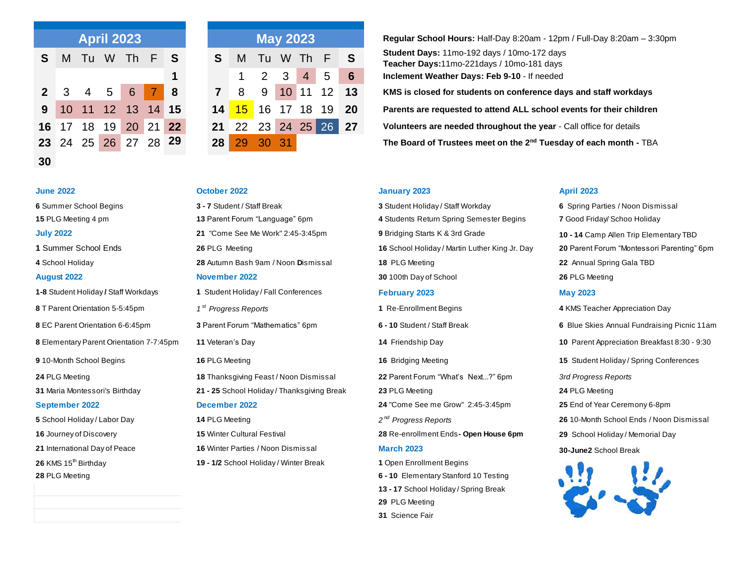## April 2023

| S | M | Tu | W | Th | F | S |
|---|---|---|---|---|---|---|
| | | | | | | 1 |
| 2 | 3 | 4 | 5 | 6 | 7 | 8 |
| 9 | 10 | 11 | 12 | 13 | 14 | 15 |
| 16 | 17 | 18 | 19 | 20 | 21 | 22 |
| 23 | 24 | 25 | 26 | 27 | 28 | 29 |
| 30 | | | | | | |

## May 2023

| S | M | Tu | W | Th | F | S |
|---|---|---|---|---|---|---|
| | 1 | 2 | 3 | 4 | 5 | 6 |
| 7 | 8 | 9 | 10 | 11 | 12 | 13 |
| 14 | 15 | 16 | 17 | 18 | 19 | 20 |
| 21 | 22 | 23 | 24 | 25 | 26 | 27 |
| 28 | 29 | 30 | 31 | | | |

**Regular School Hours:** Half-Day 8:20am - 12pm / Full-Day 8:20am – 3:30pm

**Student Days:** 11mo-192 days / 10mo-172 days
**Teacher Days:** 11mo-221days / 10mo-181 days

**Inclement Weather Days: Feb 9-10** - If needed

**KMS is closed for students on conference days and staff workdays**

**Parents are requested to attend ALL school events for their children**

**Volunteers are needed throughout the year** - Call office for details

**The Board of Trustees meet on the 2nd Tuesday of each month -** TBA

### June 2022
**6** Summer School Begins
**15** PLG Meeting 4 pm

### July 2022
**1** Summer School Ends
**4** School Holiday

### August 2022
**1-8** Student Holiday **/** Staff Workdays
**8** T Parent Orientation 5-5:45pm
**8** EC Parent Orientation 6-6:45pm
**8** Elementary Parent Orientation 7-7:45pm
**9** 10-Month School Begins
**24** PLG Meeting
**31** Maria Montessori's Birthday

### September 2022
**5** School Holiday / Labor Day
**16** Journey of Discovery
**21** International Day of Peace
**26** KMS 15th Birthday
**28** PLG Meeting

### October 2022
**3 - 7** Student / Staff Break
**13** Parent Forum "Language" 6pm
**21** "Come See Me Work" 2:45-3:45pm
**26** PLG Meeting
**28** Autumn Bash 9am / Noon **D**ismissal

### November 2022
**1** Student Holiday / Fall Conferences
*1st Progress Reports*
**3** Parent Forum "Mathematics" 6pm
**11** Veteran's Day
**16** PLG Meeting
**18** Thanksgiving Feast / Noon Dismissal
**21 - 25** School Holiday / Thanksgiving Break

### December 2022
**14** PLG Meeting
**15** Winter Cultural Festival
**16** Winter Parties / Noon Dismissal
**19 - 1/2** School Holiday / Winter Break

### January 2023
**3** Student Holiday / Staff Workday
**4** Students Return Spring Semester Begins
**9** Bridging Starts K & 3rd Grade
**16** School Holiday / Martin Luther King Jr. Day
**18** PLG Meeting
**30** 100th Day of School

### February 2023
**1** Re-Enrollment Begins
**6 - 10** Student / Staff Break
**14** Friendship Day
**16** Bridging Meeting
**22** Parent Forum "What's Next...?" 6pm
**23** PLG Meeting
**24** "Come See me Grow" 2:45-3:45pm
*2nd Progress Reports*
**28** Re-enrollment Ends **- Open House 6pm**

### March 2023
**1** Open Enrollment Begins
**6 - 10** Elementary Stanford 10 Testing
**13 - 17** School Holiday / Spring Break
**29** PLG Meeting
**31** Science Fair

### April 2023
**6** Spring Parties / Noon Dismissal
**7** Good Friday/ Schoo Holiday
**10 - 14** Camp Allen Trip Elementary TBD
**20** Parent Forum "Montessori Parenting" 6pm
**22** Annual Spring Gala TBD
**26** PLG Meeting

### May 2023
**4** KMS Teacher Appreciation Day
**6** Blue Skies Annual Fundraising Picnic 11am
**10** Parent Appreciation Breakfast 8:30 - 9:30
**15** Student Holiday / Spring Conferences
*3rd Progress Reports*
**24** PLG Meeting
**25** End of Year Ceremony 6-8pm
**26** 10-Month School Ends / Noon Dismissal
**29** School Holiday / Memorial Day
**30-June2** School Break